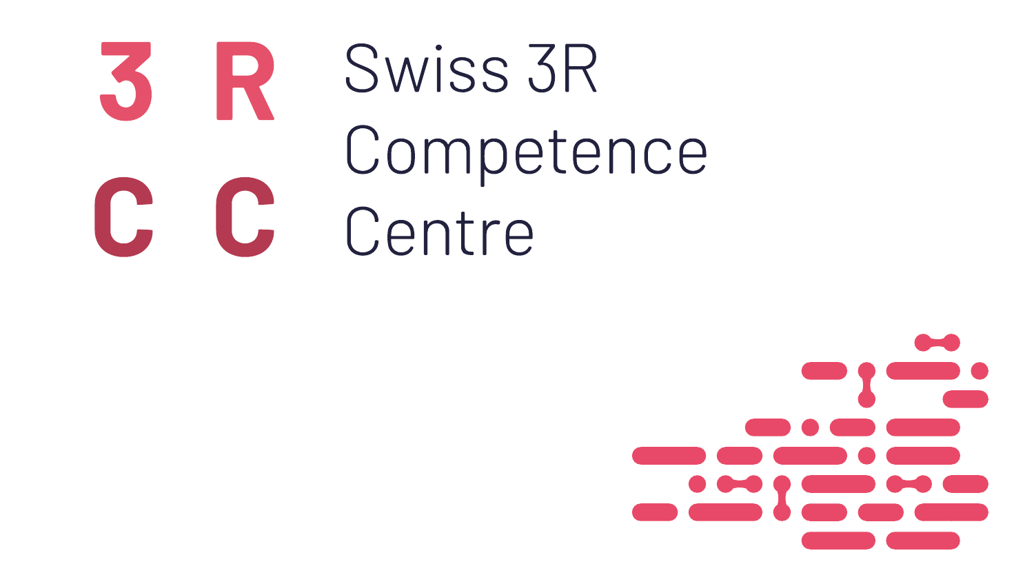3 R
C C

Swiss 3R
Competence
Centre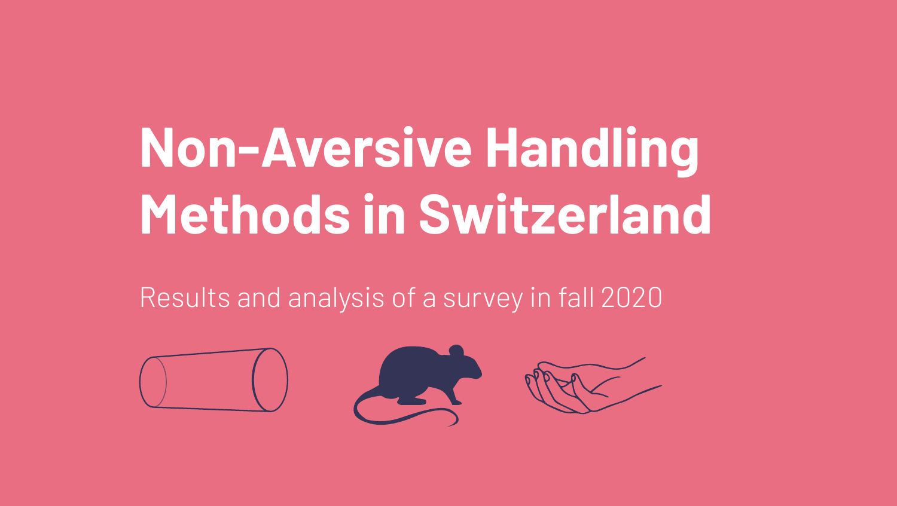# Non-Aversive Handling Methods in Switzerland

Results and analysis of a survey in fall 2020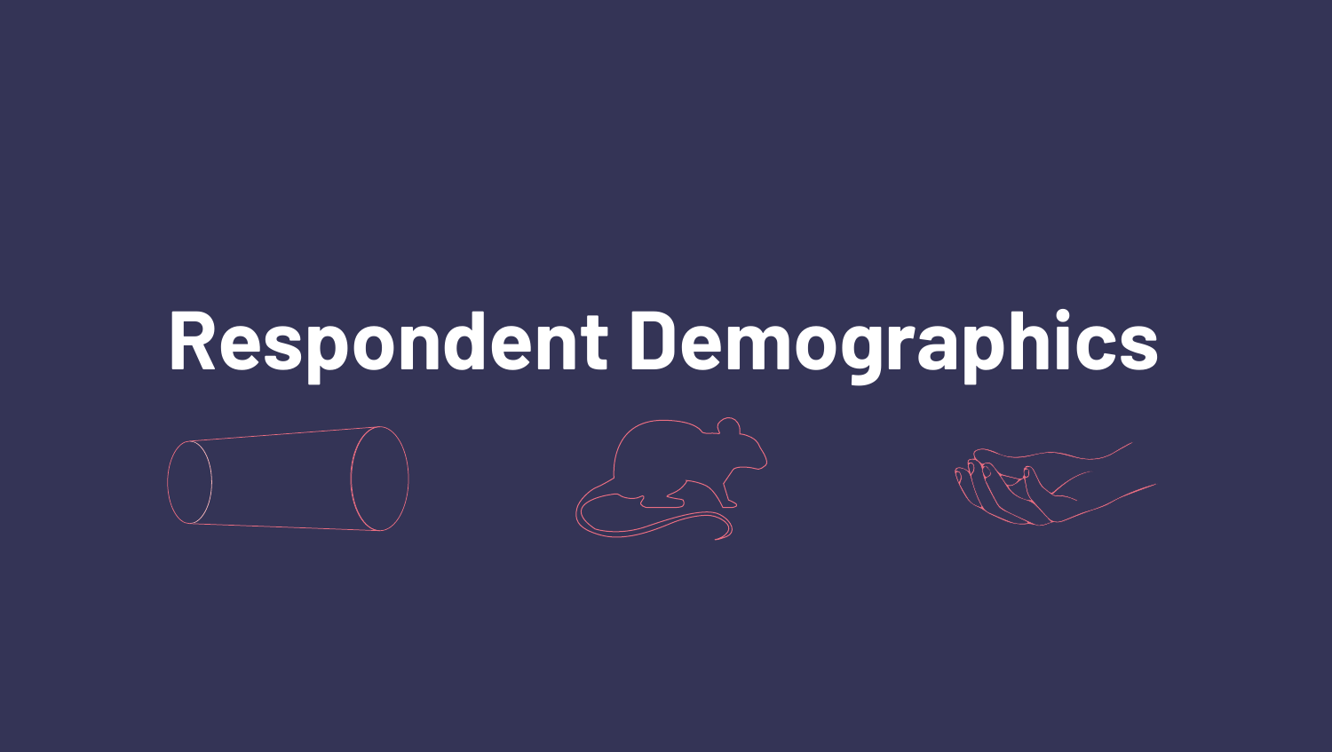# Respondent Demographics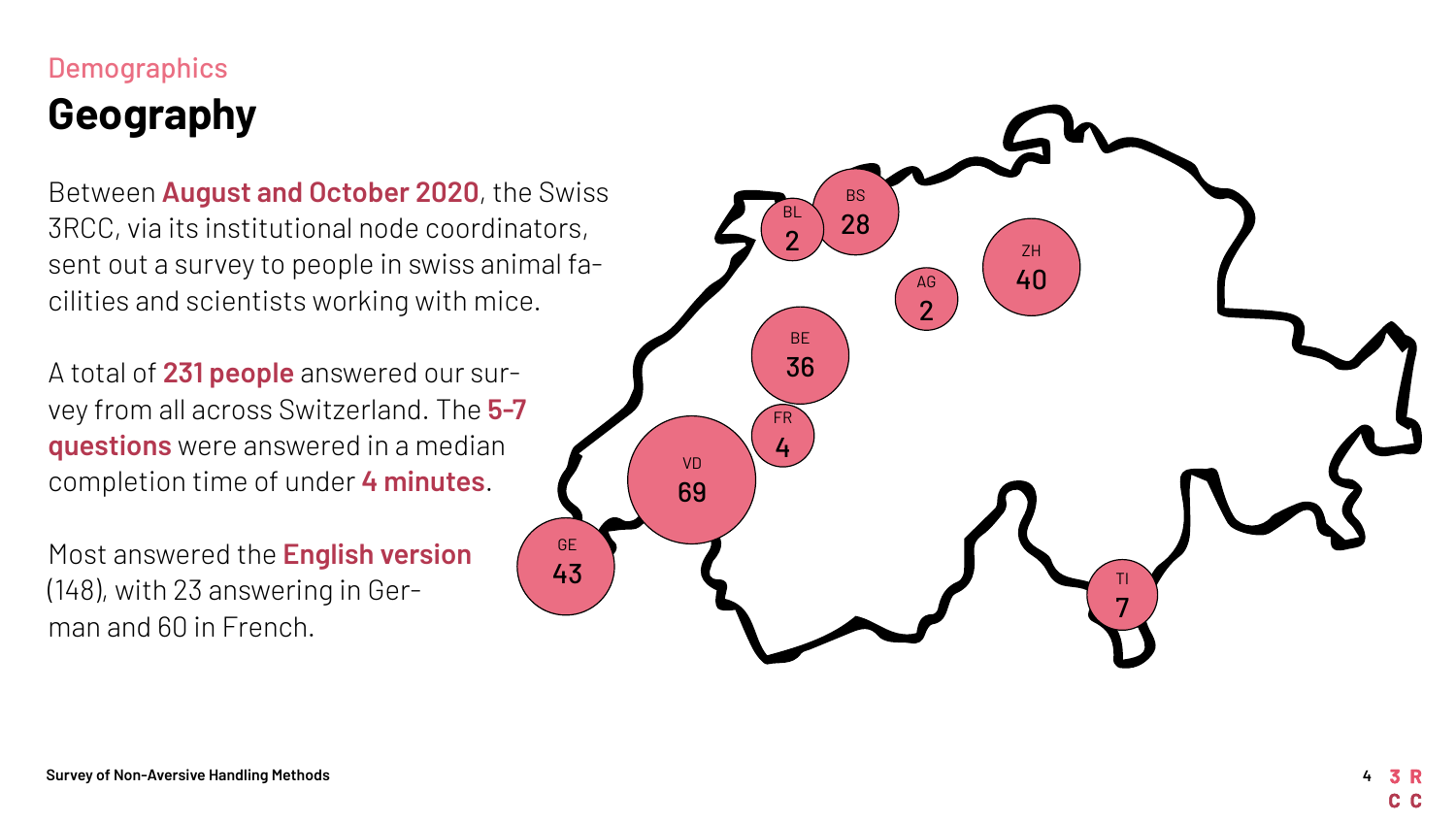Demographics

# Geography

Between **August and October 2020**, the Swiss 3RCC, via its institutional node coordinators, sent out a survey to people in swiss animal facilities and scientists working with mice.

A total of **231 people** answered our survey from all across Switzerland. The **5-7 questions** were answered in a median completion time of under **4 minutes**.

Most answered the **English version** (148), with 23 answering in German and 60 in French.

| Canton | Respondents |
| --- | --- |
| BL | 2 |
| BS | 28 |
| AG | 2 |
| ZH | 40 |
| BE | 36 |
| FR | 4 |
| VD | 69 |
| GE | 43 |
| TI | 7 |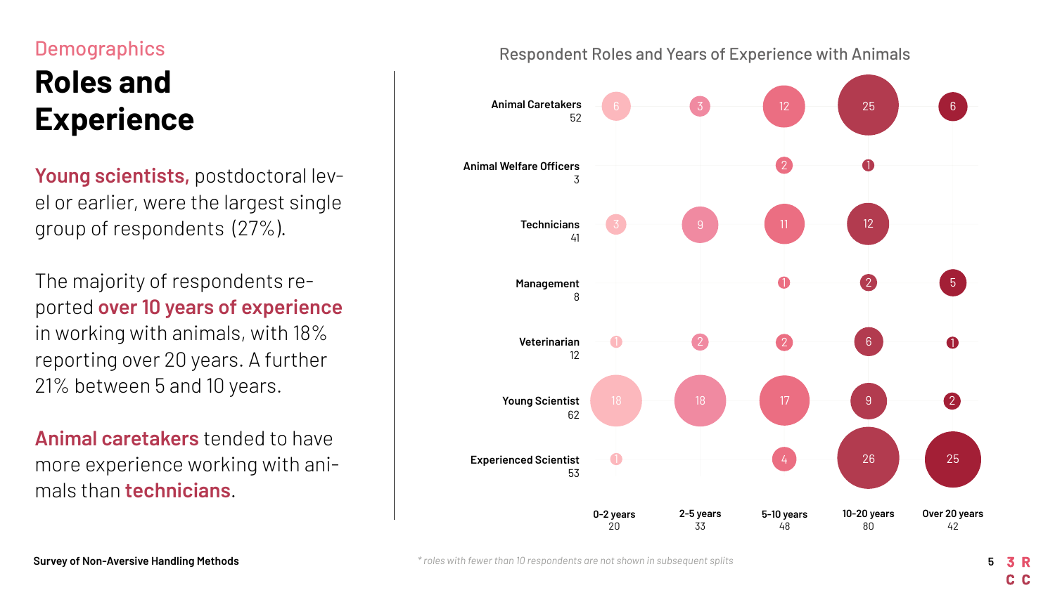Demographics

# Roles and Experience

**Young scientists,** postdoctoral level or earlier, were the largest single group of respondents (27%).

The majority of respondents reported **over 10 years of experience** in working with animals, with 18% reporting over 20 years. A further 21% between 5 and 10 years.

**Animal caretakers** tended to have more experience working with animals than **technicians**.

## Respondent Roles and Years of Experience with Animals

| Role (total) | 0-2 years | 2-5 years | 5-10 years | 10-20 years | Over 20 years |
|---|---|---|---|---|---|
| Animal Caretakers (52) | 6 | 3 | 12 | 25 | 6 |
| Animal Welfare Officers (3) | | | 2 | 1 | |
| Technicians (41) | 3 | 9 | 11 | 12 | |
| Management (8) | | | 1 | 2 | 5 |
| Veterinarian (12) | 1 | 2 | 2 | 6 | 1 |
| Young Scientist (62) | 18 | 18 | 17 | 9 | 2 |
| Experienced Scientist (53) | 1 | | 4 | 26 | 25 |
| **Total** | 20 | 33 | 48 | 80 | 42 |

*\* roles with fewer than 10 respondents are not shown in subsequent splits*

Survey of Non-Aversive Handling Methods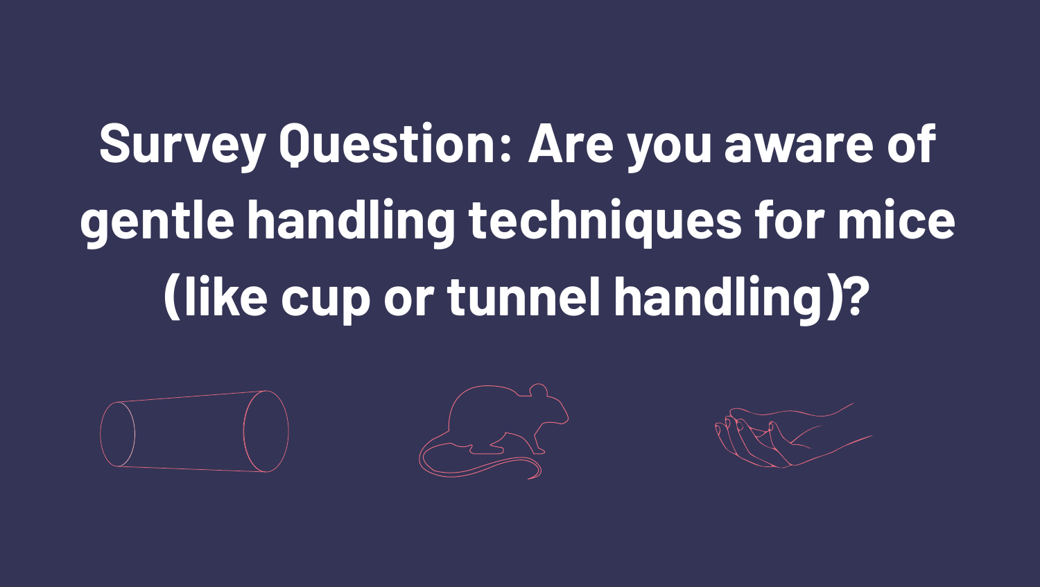# Survey Question: Are you aware of gentle handling techniques for mice (like cup or tunnel handling)?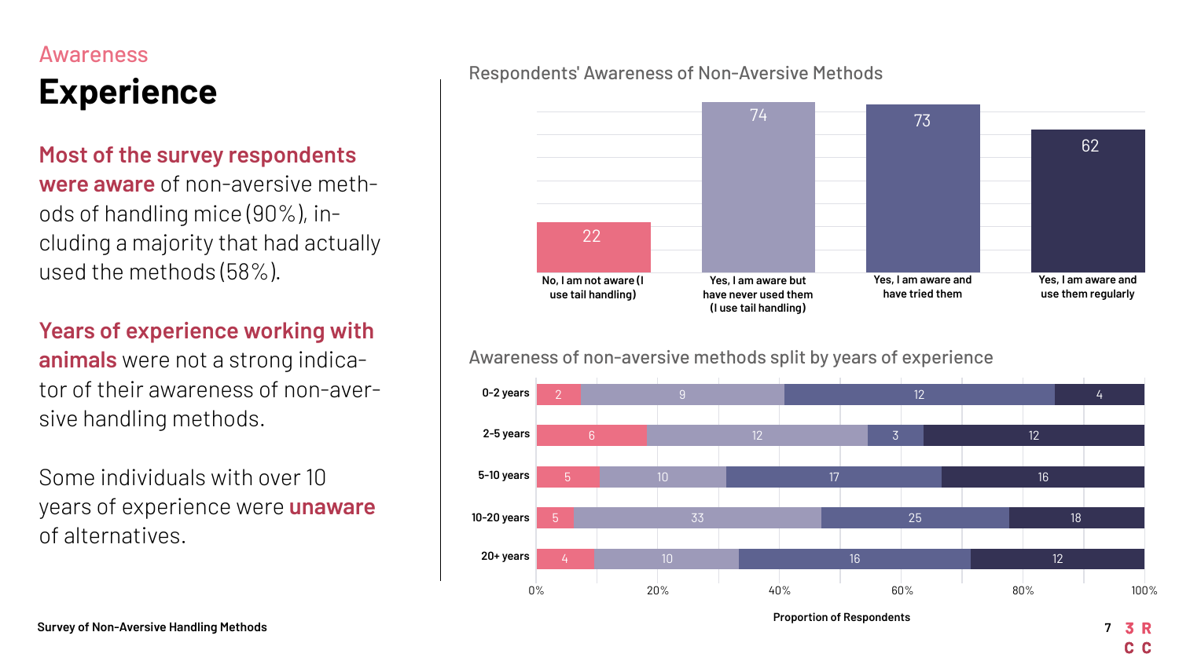Awareness

# Experience

**Most of the survey respondents were aware** of non-aversive methods of handling mice (90%), including a majority that had actually used the methods (58%).

**Years of experience working with animals** were not a strong indicator of their awareness of non-aversive handling methods.

Some individuals with over 10 years of experience were **unaware** of alternatives.

## Respondents' Awareness of Non-Aversive Methods

| Response | Count |
|---|---|
| No, I am not aware (I use tail handling) | 22 |
| Yes, I am aware but have never used them (I use tail handling) | 74 |
| Yes, I am aware and have tried them | 73 |
| Yes, I am aware and use them regularly | 62 |

## Awareness of non-aversive methods split by years of experience

| Years of experience | No, I am not aware (I use tail handling) | Yes, I am aware but have never used them (I use tail handling) | Yes, I am aware and have tried them | Yes, I am aware and use them regularly |
|---|---|---|---|---|
| 0-2 years | 2 | 9 | 12 | 4 |
| 2-5 years | 6 | 12 | 3 | 12 |
| 5-10 years | 5 | 10 | 17 | 16 |
| 10-20 years | 5 | 33 | 25 | 18 |
| 20+ years | 4 | 10 | 16 | 12 |

Proportion of Respondents

Survey of Non-Aversive Handling Methods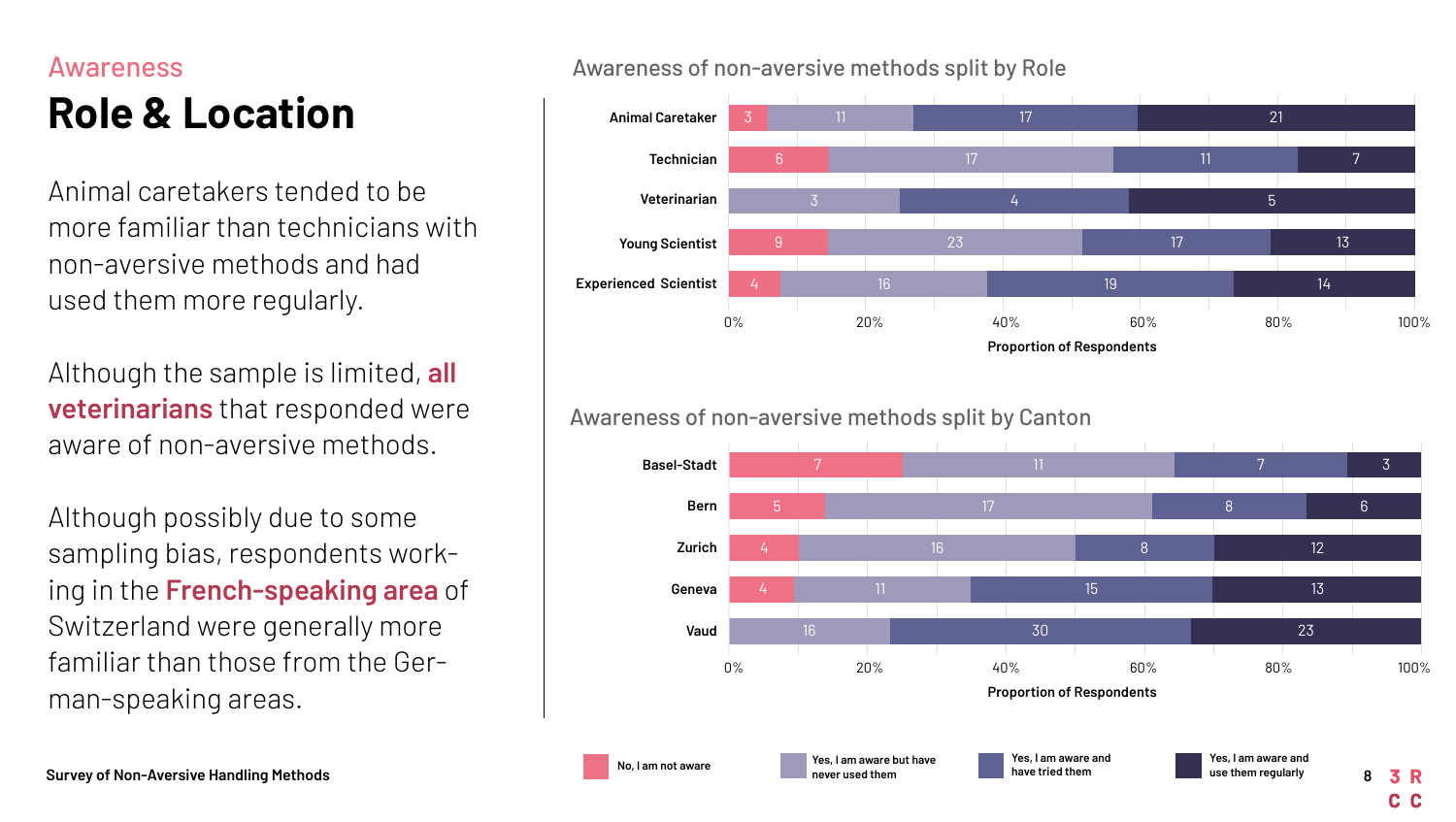Awareness

# Role & Location

Animal caretakers tended to be more familiar than technicians with non-aversive methods and had used them more regularly.

Although the sample is limited, **all veterinarians** that responded were aware of non-aversive methods.

Although possibly due to some sampling bias, respondents working in the **French-speaking area** of Switzerland were generally more familiar than those from the German-speaking areas.

## Awareness of non-aversive methods split by Role

| Role | No, I am not aware | Yes, I am aware but have never used them | Yes, I am aware and have tried them | Yes, I am aware and use them regularly |
|---|---|---|---|---|
| Animal Caretaker | 3 | 11 | 17 | 21 |
| Technician | 6 | 17 | 11 | 7 |
| Veterinarian | | 3 | 4 | 5 |
| Young Scientist | 9 | 23 | 17 | 13 |
| Experienced Scientist | 4 | 16 | 19 | 14 |

Proportion of Respondents

## Awareness of non-aversive methods split by Canton

| Canton | No, I am not aware | Yes, I am aware but have never used them | Yes, I am aware and have tried them | Yes, I am aware and use them regularly |
|---|---|---|---|---|
| Basel-Stadt | 7 | 11 | 7 | 3 |
| Bern | 5 | 17 | 8 | 6 |
| Zurich | 4 | 16 | 8 | 12 |
| Geneva | 4 | 11 | 15 | 13 |
| Vaud | | 16 | 30 | 23 |

Proportion of Respondents

Survey of Non-Aversive Handling Methods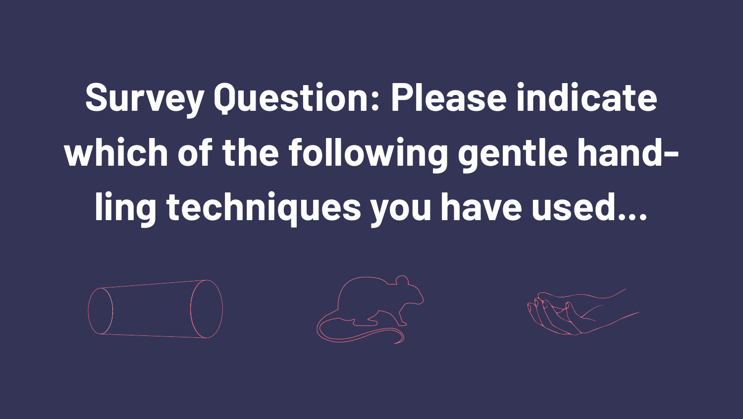# Survey Question: Please indicate which of the following gentle hand-ling techniques you have used...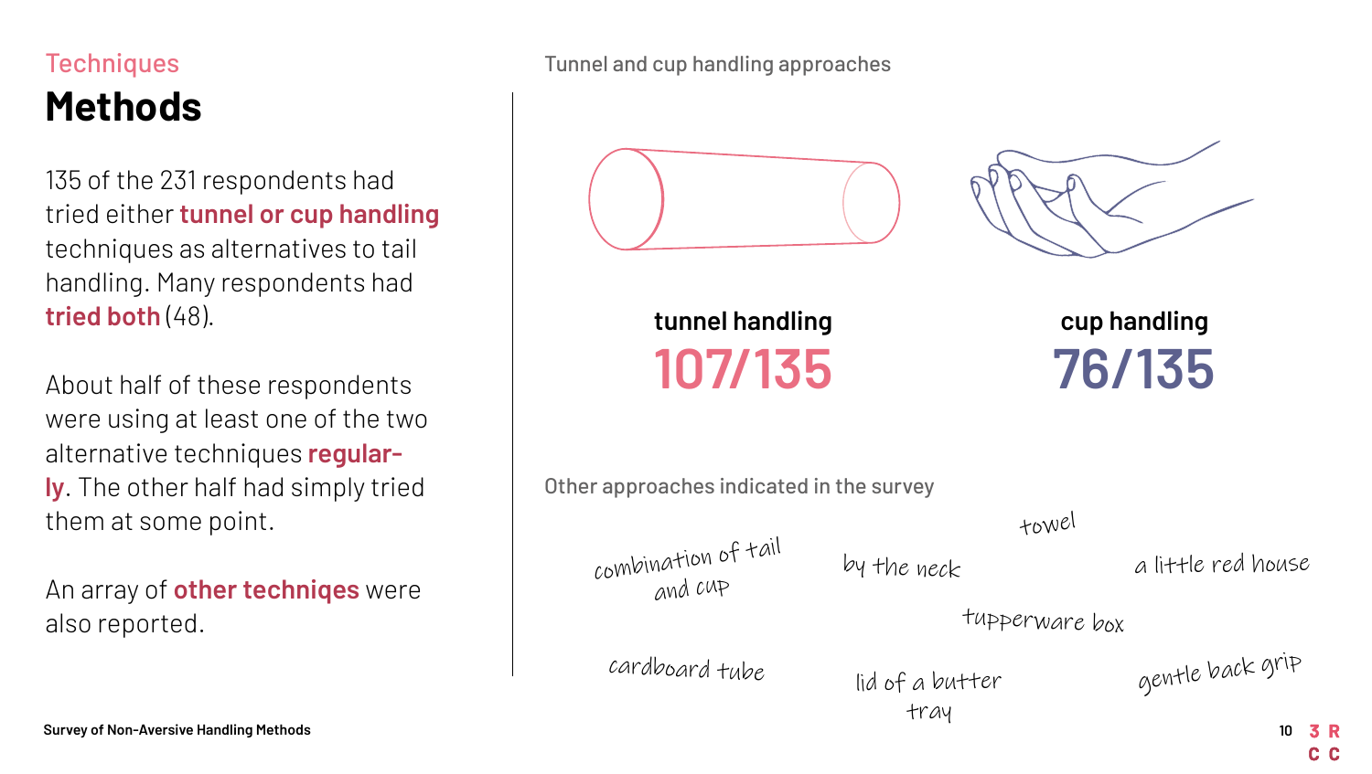Techniques

# Methods

135 of the 231 respondents had tried either **tunnel or cup handling** techniques as alternatives to tail handling. Many respondents had **tried both** (48).

About half of these respondents were using at least one of the two alternative techniques **regularly**. The other half had simply tried them at some point.

An array of **other techniqes** were also reported.

Tunnel and cup handling approaches

**tunnel handling**
**107/135**

**cup handling**
**76/135**

Other approaches indicated in the survey

- combination of tail and cup
- by the neck
- towel
- a little red house
- tupperware box
- cardboard tube
- lid of a butter tray
- gentle back grip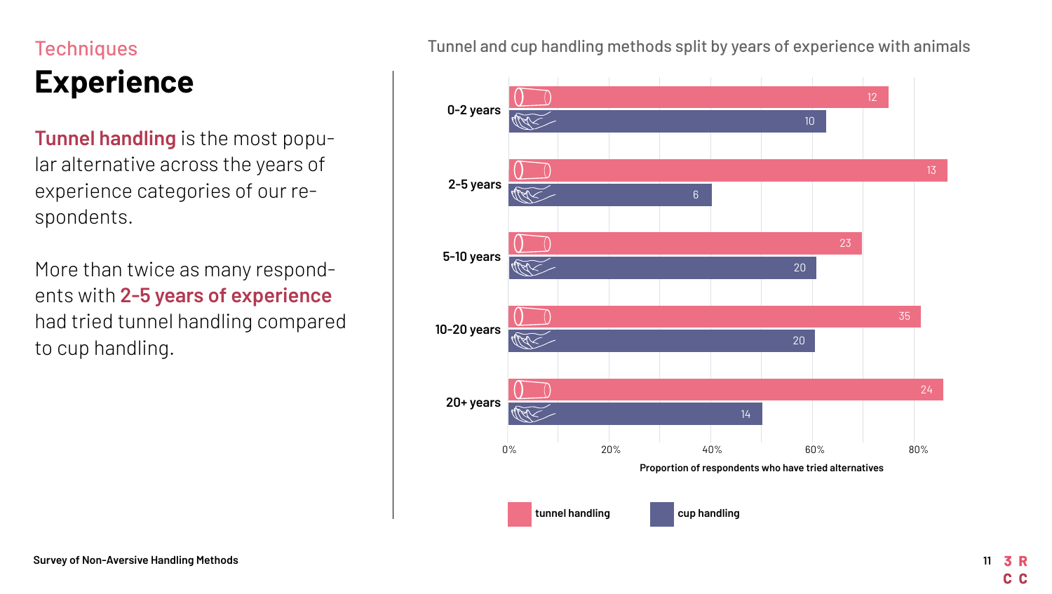Techniques

# Experience

**Tunnel handling** is the most popular alternative across the years of experience categories of our respondents.

More than twice as many respondents with **2-5 years of experience** had tried tunnel handling compared to cup handling.

Tunnel and cup handling methods split by years of experience with animals

| Years of experience | tunnel handling | cup handling |
|---|---|---|
| 0-2 years | 12 | 10 |
| 2-5 years | 13 | 6 |
| 5-10 years | 23 | 20 |
| 10-20 years | 35 | 20 |
| 20+ years | 24 | 14 |

Proportion of respondents who have tried alternatives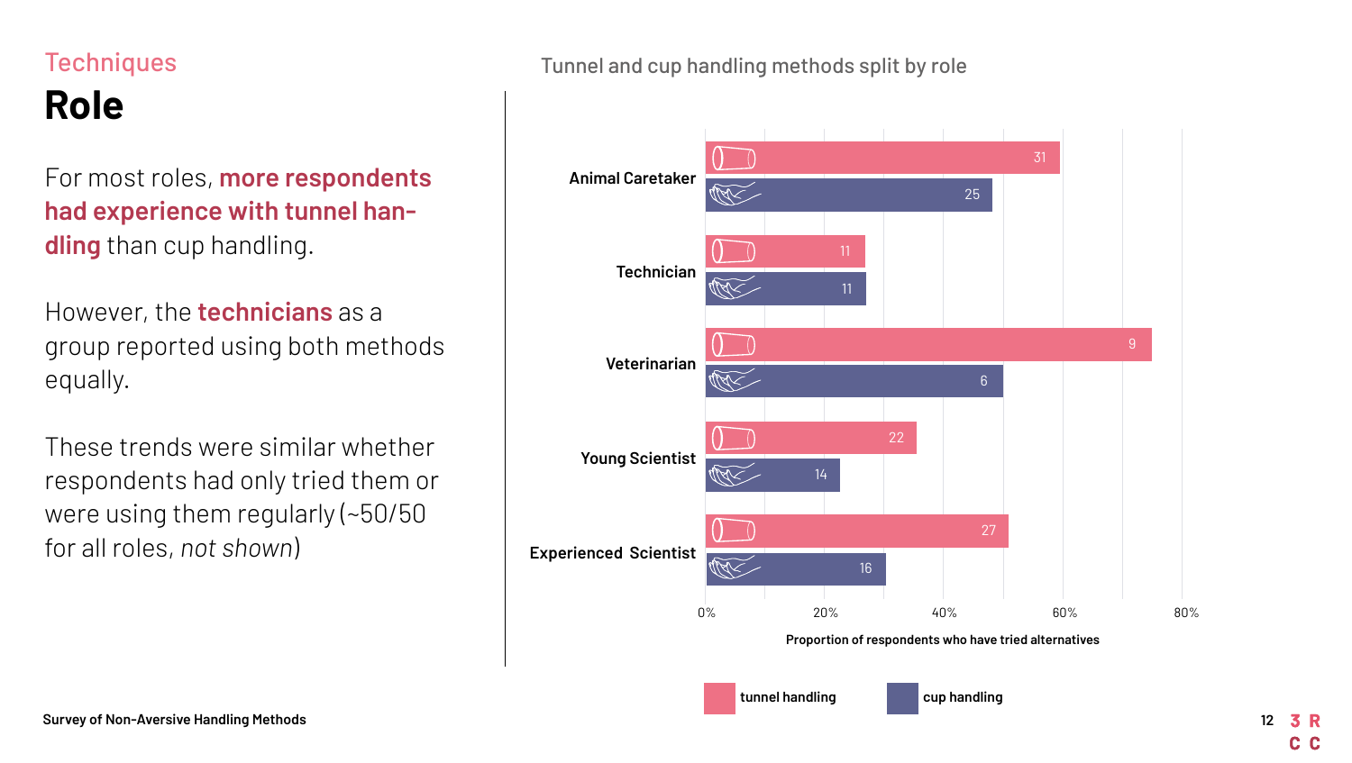Techniques

# Role

For most roles, **more respondents had experience with tunnel handling** than cup handling.

However, the **technicians** as a group reported using both methods equally.

These trends were similar whether respondents had only tried them or were using them regularly (~50/50 for all roles, *not shown*)

Tunnel and cup handling methods split by role

| Role | tunnel handling | cup handling |
|---|---|---|
| Animal Caretaker | 31 | 25 |
| Technician | 11 | 11 |
| Veterinarian | 9 | 6 |
| Young Scientist | 22 | 14 |
| Experienced Scientist | 27 | 16 |

Proportion of respondents who have tried alternatives (0%, 20%, 40%, 60%, 80%)

Survey of Non-Aversive Handling Methods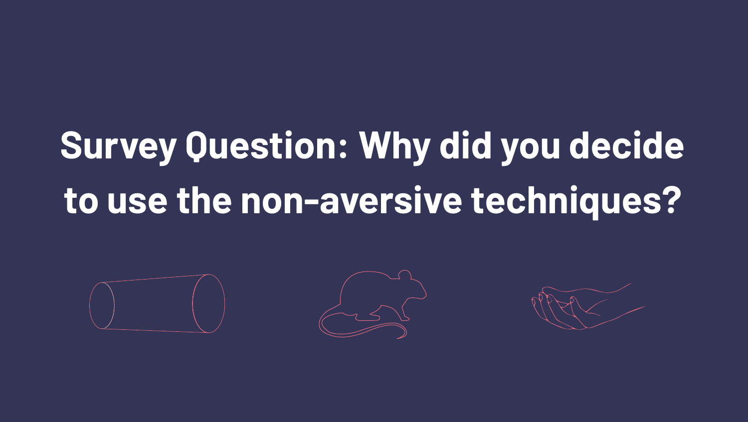# Survey Question: Why did you decide to use the non-aversive techniques?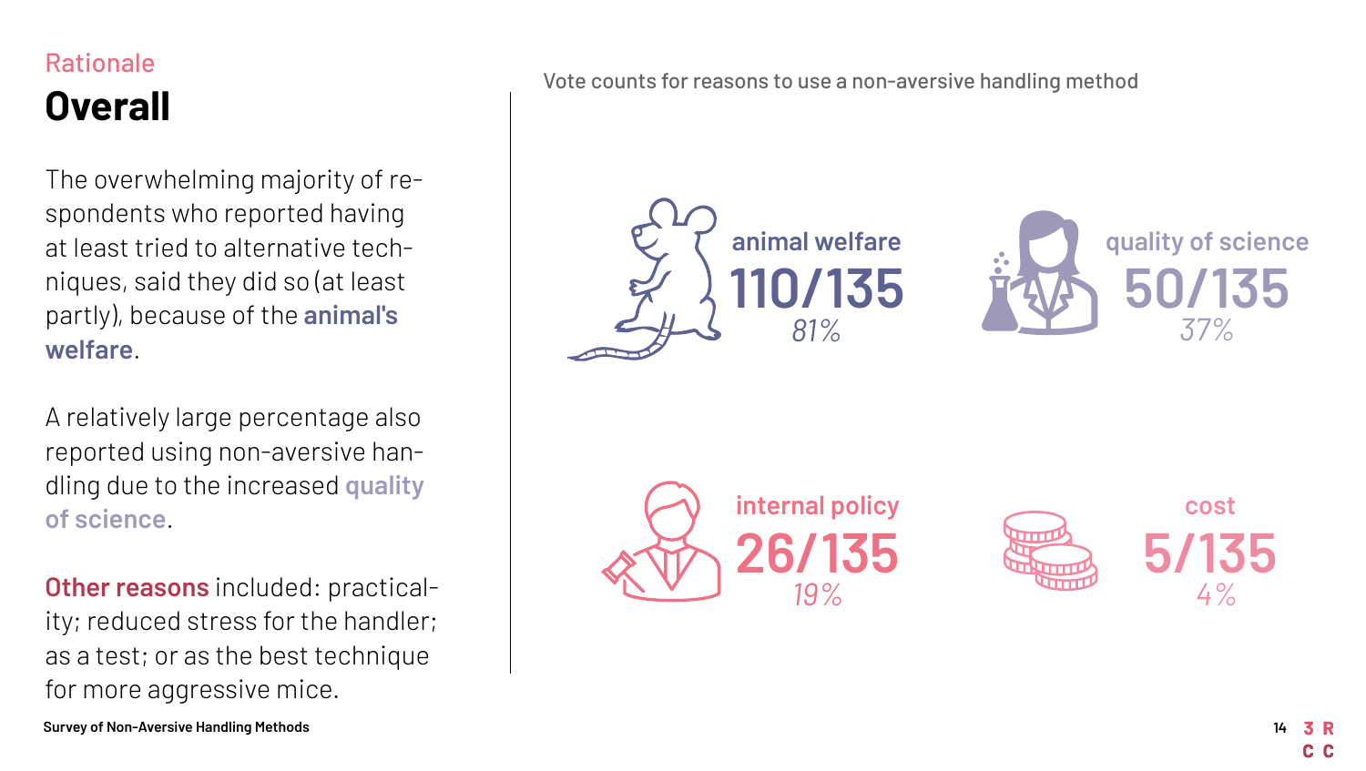Rationale

# Overall

The overwhelming majority of respondents who reported having at least tried to alternative techniques, said they did so (at least partly), because of the **animal's welfare**.

A relatively large percentage also reported using non-aversive handling due to the increased **quality of science**.

**Other reasons** included: practicality; reduced stress for the handler; as a test; or as the best technique for more aggressive mice.

Vote counts for reasons to use a non-aversive handling method

| Reason | Votes | Percentage |
|---|---|---|
| animal welfare | 110/135 | 81% |
| quality of science | 50/135 | 37% |
| internal policy | 26/135 | 19% |
| cost | 5/135 | 4% |

Survey of Non-Aversive Handling Methods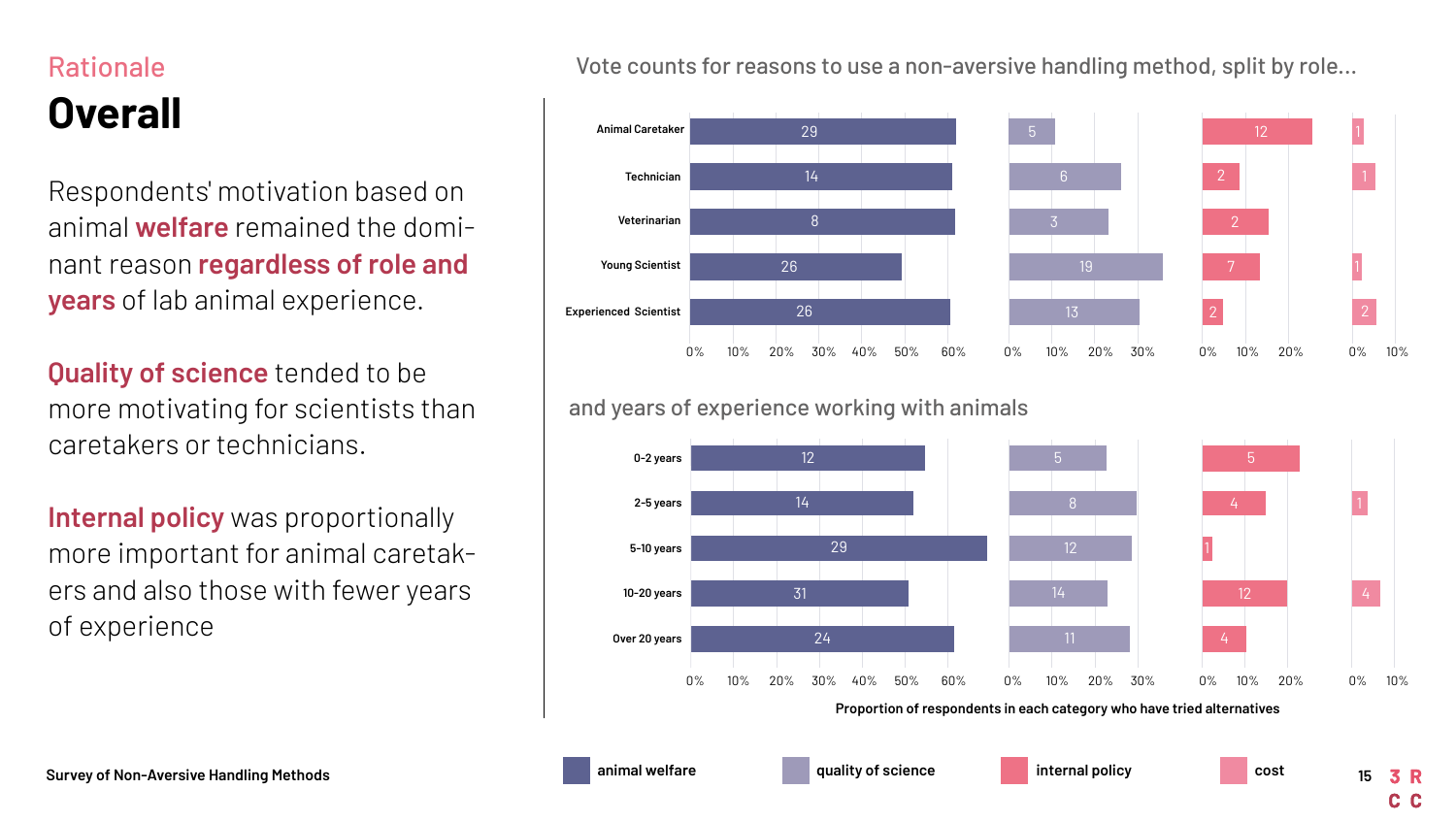Rationale

# Overall

Respondents' motivation based on animal **welfare** remained the dominant reason **regardless of role and years** of lab animal experience.

**Quality of science** tended to be more motivating for scientists than caretakers or technicians.

**Internal policy** was proportionally more important for animal caretakers and also those with fewer years of experience

Vote counts for reasons to use a non-aversive handling method, split by role...

| Role | animal welfare | quality of science | internal policy | cost |
|---|---|---|---|---|
| Animal Caretaker | 29 | 5 | 12 | 1 |
| Technician | 14 | 6 | 2 | 1 |
| Veterinarian | 8 | 3 | 2 | |
| Young Scientist | 26 | 19 | 7 | 1 |
| Experienced Scientist | 26 | 13 | 2 | 2 |

and years of experience working with animals

| Years of experience | animal welfare | quality of science | internal policy | cost |
|---|---|---|---|---|
| 0-2 years | 12 | 5 | 5 | |
| 2-5 years | 14 | 8 | 4 | 1 |
| 5-10 years | 29 | 12 | 1 | |
| 10-20 years | 31 | 14 | 12 | 4 |
| Over 20 years | 24 | 11 | 4 | |

Proportion of respondents in each category who have tried alternatives

Survey of Non-Aversive Handling Methods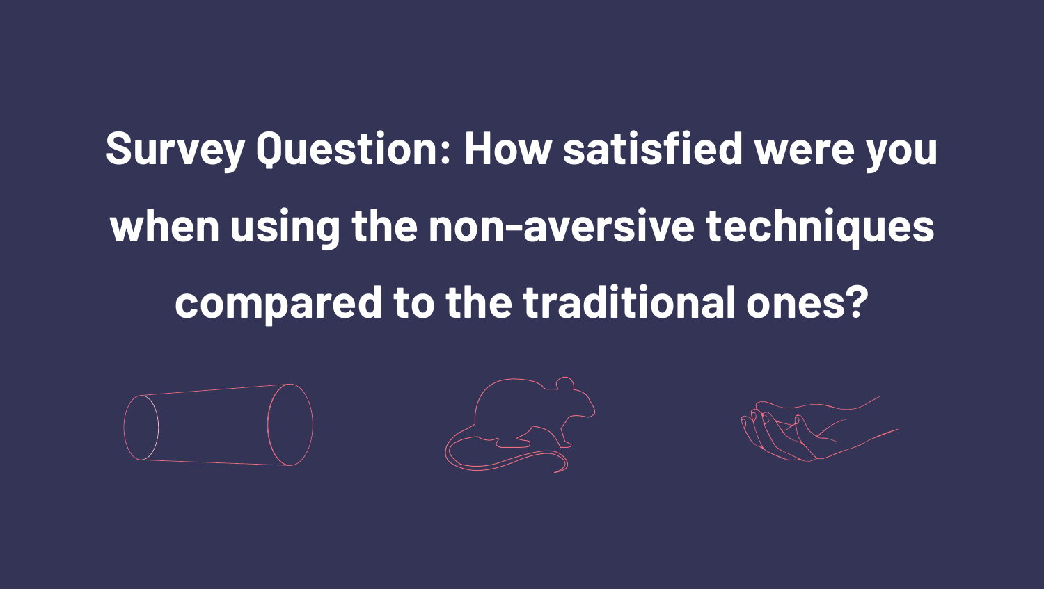# Survey Question: How satisfied were you when using the non-aversive techniques compared to the traditional ones?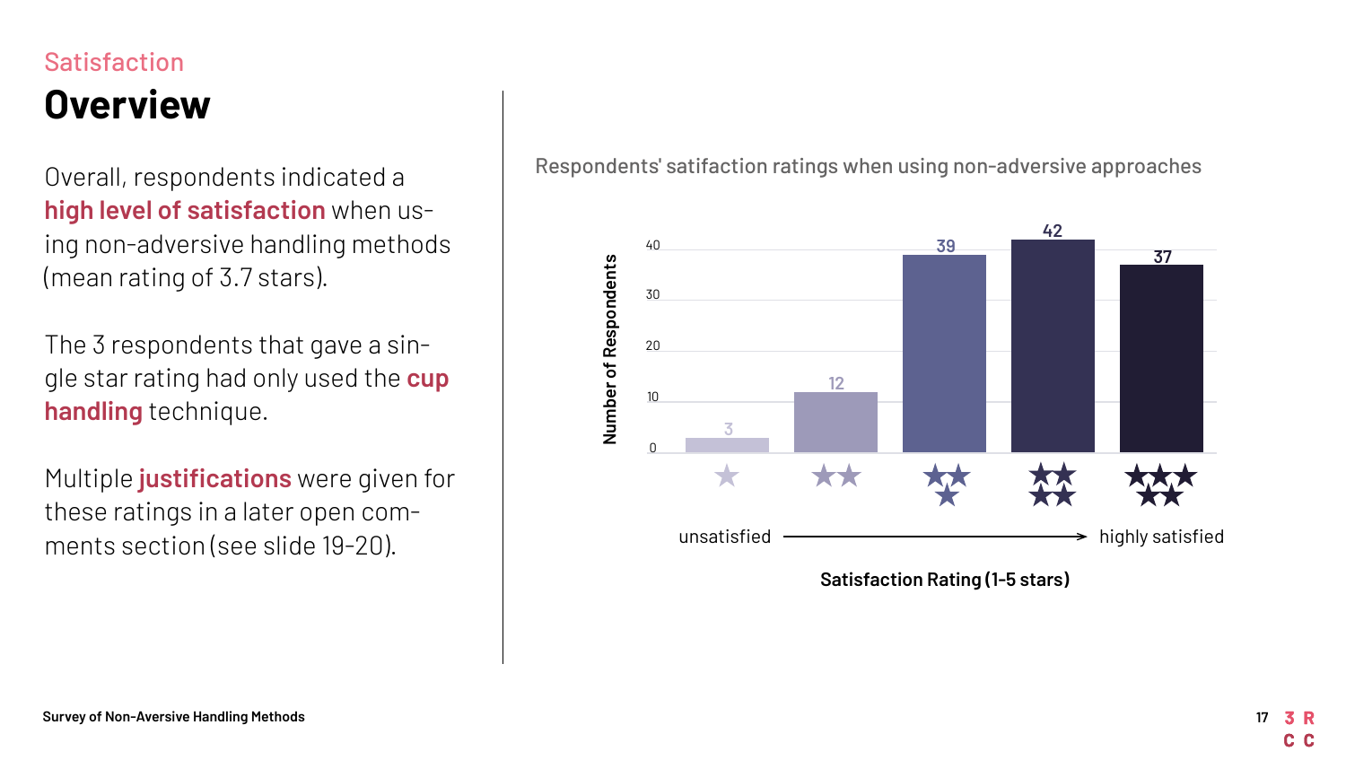Satisfaction

# Overview

Overall, respondents indicated a **high level of satisfaction** when using non-adversive handling methods (mean rating of 3.7 stars).

The 3 respondents that gave a single star rating had only used the **cup handling** technique.

Multiple **justifications** were given for these ratings in a later open comments section (see slide 19-20).

Respondents' satisfaction ratings when using non-adversive approaches

| Satisfaction Rating (1-5 stars) | Number of Respondents |
|---|---|
| ★ (unsatisfied) | 3 |
| ★★ | 12 |
| ★★★ | 39 |
| ★★★★ | 42 |
| ★★★★★ (highly satisfied) | 37 |

Survey of Non-Aversive Handling Methods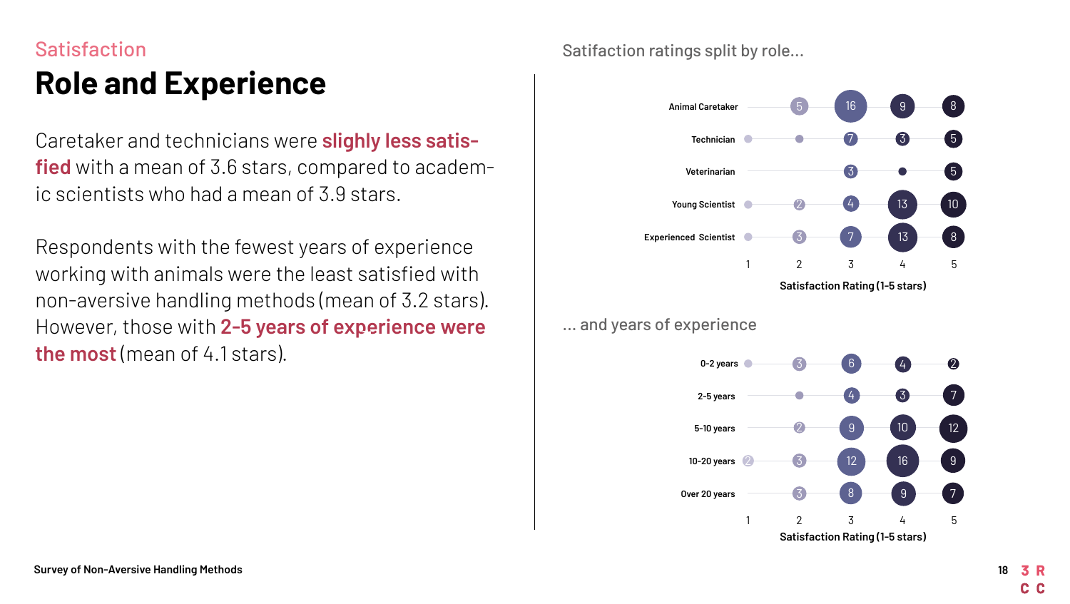Satisfaction

# Role and Experience

Caretaker and technicians were **slighly less satisfied** with a mean of 3.6 stars, compared to academic scientists who had a mean of 3.9 stars.

Respondents with the fewest years of experience working with animals were the least satisfied with non-aversive handling methods (mean of 3.2 stars). However, those with **2-5 years of experience were the most** (mean of 4.1 stars).

Satifaction ratings split by role...

| | 1 | 2 | 3 | 4 | 5 |
|---|---|---|---|---|---|
| Animal Caretaker | | 5 | 16 | 9 | 8 |
| Technician | • | • | 7 | 3 | 5 |
| Veterinarian | | | 3 | • | 5 |
| Young Scientist | • | 2 | 4 | 13 | 10 |
| Experienced Scientist | • | 3 | 7 | 13 | 8 |

Satisfaction Rating (1-5 stars)

... and years of experience

| | 1 | 2 | 3 | 4 | 5 |
|---|---|---|---|---|---|
| 0-2 years | • | 3 | 6 | 4 | 2 |
| 2-5 years | | • | 4 | 3 | 7 |
| 5-10 years | | 2 | 9 | 10 | 12 |
| 10-20 years | 2 | 3 | 12 | 16 | 9 |
| Over 20 years | | 3 | 8 | 9 | 7 |

Satisfaction Rating (1-5 stars)

Survey of Non-Aversive Handling Methods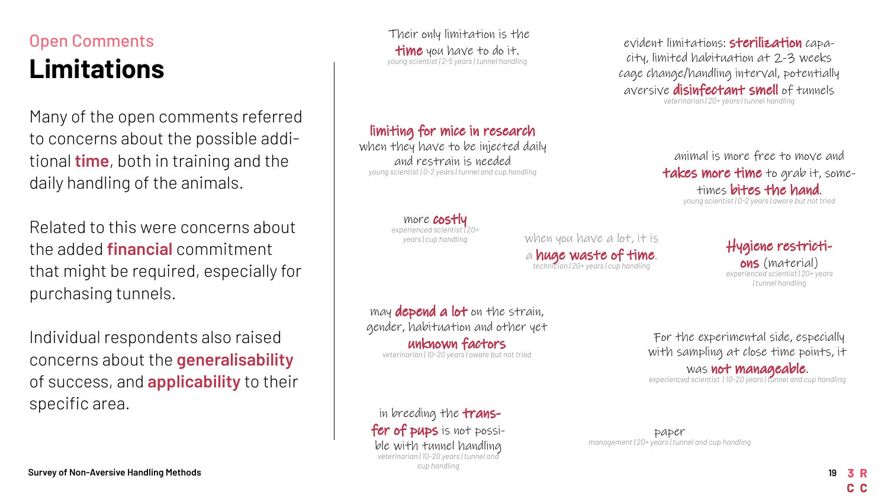## Open Comments

# Limitations

Many of the open comments referred to concerns about the possible additional **time**, both in training and the daily handling of the animals.

Related to this were concerns about the added **financial** commitment that might be required, especially for purchasing tunnels.

Individual respondents also raised concerns about the **generalisability** of success, and **applicability** to their specific area.

Their only limitation is the **time** you have to do it.
*young scientist | 2-5 years | tunnel handling*

evident limitations: **sterilization** capacity, limited habituation at 2-3 weeks cage change/handling interval, potentially aversive **disinfectant smell** of tunnels
*veterinarian | 20+ years | tunnel handling*

**limiting for mice in research** when they have to be injected daily and restrain is needed
*young scientist | 0-2 years | tunnel and cup handling*

animal is more free to move and **takes more time** to grab it, sometimes **bites the hand**.
*young scientist | 0-2 years | aware but not tried*

more **costly**
*experienced scientist | 20+ years | cup handling*

when you have a lot, it is a **huge waste of time**.
*technician | 20+ years | cup handling*

**Hygiene restrictions** (material)
*experienced scientist | 20+ years | tunnel handling*

may **depend a lot** on the strain, gender, habituation and other yet **unknown factors**
*veterinarian | 10-20 years | aware but not tried*

For the experimental side, especially with sampling at close time points, it was **not manageable**.
*experienced scientist | 10-20 years | tunnel and cup handling*

in breeding the **transfer of pups** is not possible with tunnel handling
*veterinarian | 10-20 years | tunnel and cup handling*

paper
*management | 20+ years | tunnel and cup handling*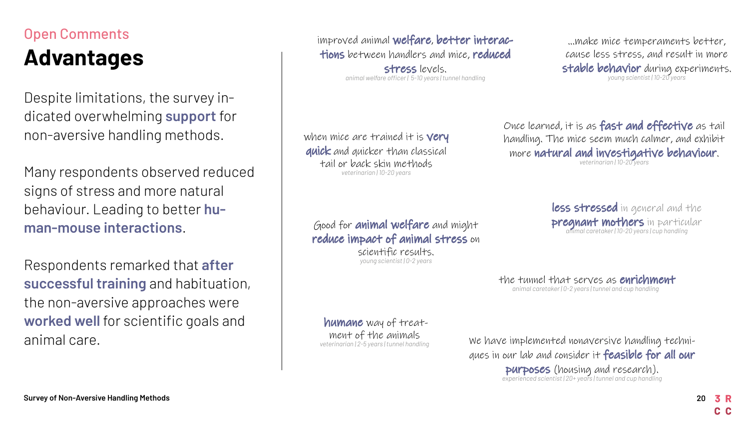Open Comments

# Advantages

Despite limitations, the survey indicated overwhelming **support** for non-aversive handling methods.

Many respondents observed reduced signs of stress and more natural behaviour. Leading to better **human-mouse interactions**.

Respondents remarked that **after successful training** and habituation, the non-aversive approaches were **worked well** for scientific goals and animal care.

improved animal **welfare**, **better interactions** between handlers and mice, **reduced stress** levels.
*animal welfare officer | 5-10 years | tunnel handling*

...make mice temperaments better, cause less stress, and result in more **stable behavior** during experiments.
*young scientist | 10-20 years*

when mice are trained it is **very quick** and quicker than classical tail or back skin methods
*veterinarian | 10-20 years*

Once learned, it is as **fast and effective** as tail handling. The mice seem much calmer, and exhibit more **natural and investigative behaviour**.
*veterinarian | 10-20 years*

Good for **animal welfare** and might **reduce impact of animal stress** on scientific results.
*young scientist | 0-2 years*

**less stressed** in general and the **pregnant mothers** in particular
*animal caretaker | 10-20 years | cup handling*

the tunnel that serves as **enrichment**
*animal caretaker | 0-2 years | tunnel and cup handling*

**humane** way of treatment of the animals
*veterinarian | 2-5 years | tunnel handling*

We have implemented nonaversive handling techniques in our lab and consider it **feasible for all our purposes** (housing and research).
*experienced scientist | 20+ years | tunnel and cup handling*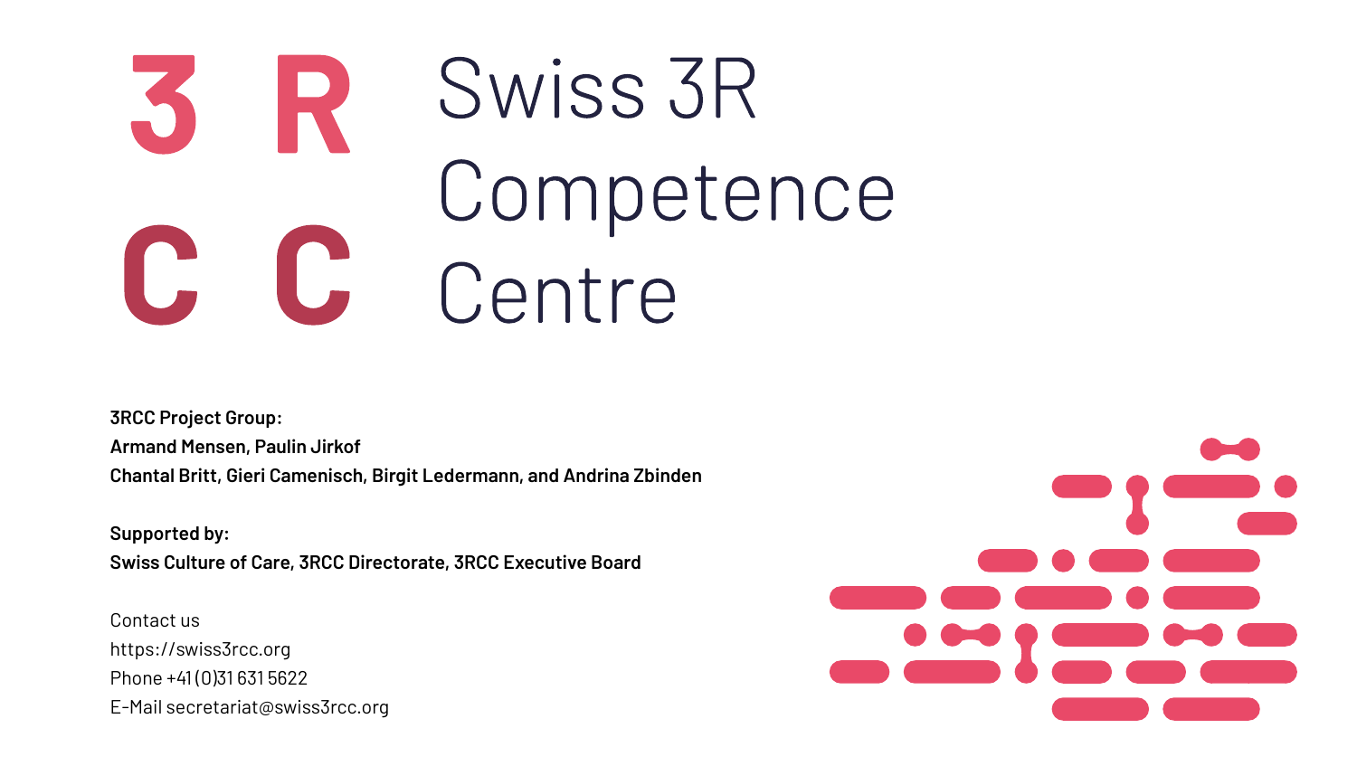# Swiss 3R Competence Centre

**3RCC Project Group:**
**Armand Mensen, Paulin Jirkof**
**Chantal Britt, Gieri Camenisch, Birgit Ledermann, and Andrina Zbinden**

**Supported by:**
**Swiss Culture of Care, 3RCC Directorate, 3RCC Executive Board**

Contact us
https://swiss3rcc.org
Phone +41 (0)31 631 5622
E-Mail secretariat@swiss3rcc.org